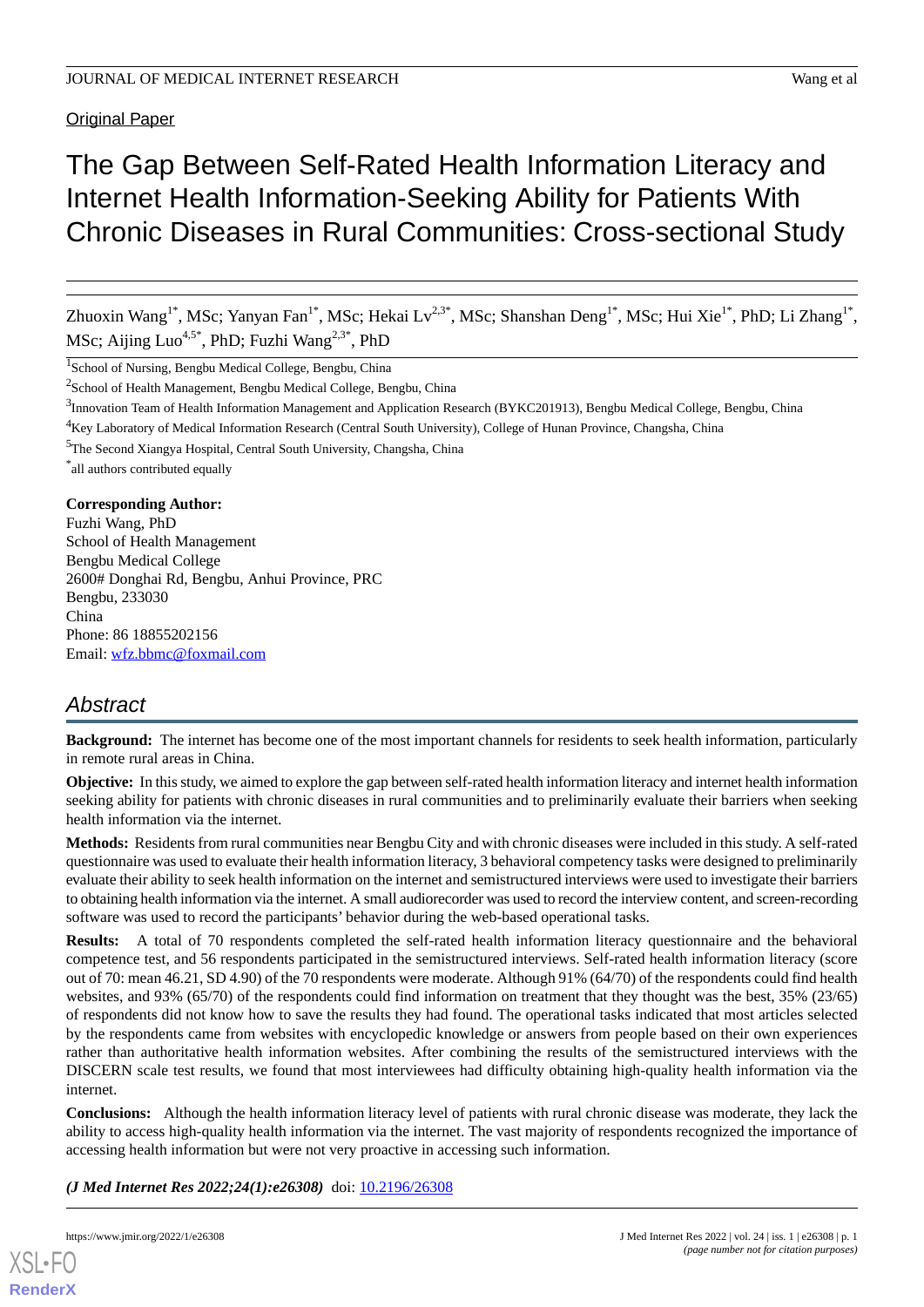Original Paper

# The Gap Between Self-Rated Health Information Literacy and Internet Health Information-Seeking Ability for Patients With Chronic Diseases in Rural Communities: Cross-sectional Study

Zhuoxin Wang[1*], MSc; Yanyan Fan[1*], MSc; Hekai Lv[2,3*], MSc; Shanshan Deng[1*], MSc; Hui Xie[1*], PhD; Li Zhang[1*], MSc; Aijing Luo[4,5*], PhD; Fuzhi Wang[2,3*], PhD

[1]School of Nursing, Bengbu Medical College, Bengbu, China

[2]School of Health Management, Bengbu Medical College, Bengbu, China

[3]Innovation Team of Health Information Management and Application Research (BYKC201913), Bengbu Medical College, Bengbu, China

[4]Key Laboratory of Medical Information Research (Central South University), College of Hunan Province, Changsha, China

[5]The Second Xiangya Hospital, Central South University, Changsha, China

[*]all authors contributed equally

**Corresponding Author:**
Fuzhi Wang, PhD
School of Health Management
Bengbu Medical College
2600# Donghai Rd, Bengbu, Anhui Province, PRC
Bengbu, 233030
China
Phone: 86 18855202156
Email: wfz.bbmc@foxmail.com

## Abstract

**Background:** The internet has become one of the most important channels for residents to seek health information, particularly in remote rural areas in China.

**Objective:** In this study, we aimed to explore the gap between self-rated health information literacy and internet health information seeking ability for patients with chronic diseases in rural communities and to preliminarily evaluate their barriers when seeking health information via the internet.

**Methods:** Residents from rural communities near Bengbu City and with chronic diseases were included in this study. A self-rated questionnaire was used to evaluate their health information literacy, 3 behavioral competency tasks were designed to preliminarily evaluate their ability to seek health information on the internet and semistructured interviews were used to investigate their barriers to obtaining health information via the internet. A small audiorecorder was used to record the interview content, and screen-recording software was used to record the participants' behavior during the web-based operational tasks.

**Results:** A total of 70 respondents completed the self-rated health information literacy questionnaire and the behavioral competence test, and 56 respondents participated in the semistructured interviews. Self-rated health information literacy (score out of 70: mean 46.21, SD 4.90) of the 70 respondents were moderate. Although 91% (64/70) of the respondents could find health websites, and 93% (65/70) of the respondents could find information on treatment that they thought was the best, 35% (23/65) of respondents did not know how to save the results they had found. The operational tasks indicated that most articles selected by the respondents came from websites with encyclopedic knowledge or answers from people based on their own experiences rather than authoritative health information websites. After combining the results of the semistructured interviews with the DISCERN scale test results, we found that most interviewees had difficulty obtaining high-quality health information via the internet.

**Conclusions:** Although the health information literacy level of patients with rural chronic disease was moderate, they lack the ability to access high-quality health information via the internet. The vast majority of respondents recognized the importance of accessing health information but were not very proactive in accessing such information.

***(J Med Internet Res 2022;24(1):e26308)*** doi: 10.2196/26308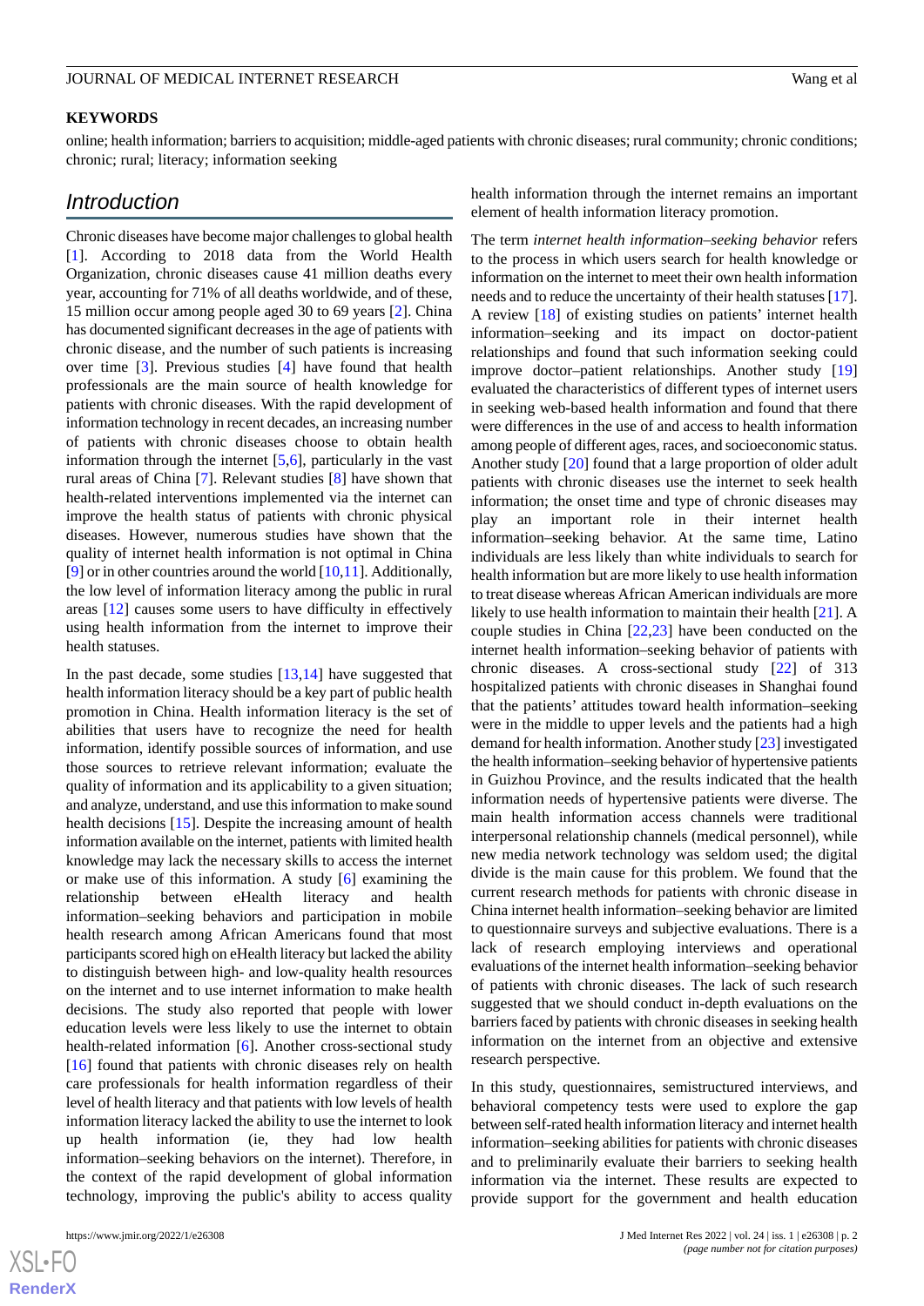## KEYWORDS

online; health information; barriers to acquisition; middle-aged patients with chronic diseases; rural community; chronic conditions; chronic; rural; literacy; information seeking

## Introduction

Chronic diseases have become major challenges to global health [1]. According to 2018 data from the World Health Organization, chronic diseases cause 41 million deaths every year, accounting for 71% of all deaths worldwide, and of these, 15 million occur among people aged 30 to 69 years [2]. China has documented significant decreases in the age of patients with chronic disease, and the number of such patients is increasing over time [3]. Previous studies [4] have found that health professionals are the main source of health knowledge for patients with chronic diseases. With the rapid development of information technology in recent decades, an increasing number of patients with chronic diseases choose to obtain health information through the internet [5,6], particularly in the vast rural areas of China [7]. Relevant studies [8] have shown that health-related interventions implemented via the internet can improve the health status of patients with chronic physical diseases. However, numerous studies have shown that the quality of internet health information is not optimal in China [9] or in other countries around the world [10,11]. Additionally, the low level of information literacy among the public in rural areas [12] causes some users to have difficulty in effectively using health information from the internet to improve their health statuses.

In the past decade, some studies [13,14] have suggested that health information literacy should be a key part of public health promotion in China. Health information literacy is the set of abilities that users have to recognize the need for health information, identify possible sources of information, and use those sources to retrieve relevant information; evaluate the quality of information and its applicability to a given situation; and analyze, understand, and use this information to make sound health decisions [15]. Despite the increasing amount of health information available on the internet, patients with limited health knowledge may lack the necessary skills to access the internet or make use of this information. A study [6] examining the relationship between eHealth literacy and health information–seeking behaviors and participation in mobile health research among African Americans found that most participants scored high on eHealth literacy but lacked the ability to distinguish between high- and low-quality health resources on the internet and to use internet information to make health decisions. The study also reported that people with lower education levels were less likely to use the internet to obtain health-related information [6]. Another cross-sectional study [16] found that patients with chronic diseases rely on health care professionals for health information regardless of their level of health literacy and that patients with low levels of health information literacy lacked the ability to use the internet to look up health information (ie, they had low health information–seeking behaviors on the internet). Therefore, in the context of the rapid development of global information technology, improving the public's ability to access quality health information through the internet remains an important element of health information literacy promotion.

The term *internet health information–seeking behavior* refers to the process in which users search for health knowledge or information on the internet to meet their own health information needs and to reduce the uncertainty of their health statuses [17]. A review [18] of existing studies on patients' internet health information–seeking and its impact on doctor-patient relationships and found that such information seeking could improve doctor–patient relationships. Another study [19] evaluated the characteristics of different types of internet users in seeking web-based health information and found that there were differences in the use of and access to health information among people of different ages, races, and socioeconomic status. Another study [20] found that a large proportion of older adult patients with chronic diseases use the internet to seek health information; the onset time and type of chronic diseases may play an important role in their internet health information–seeking behavior. At the same time, Latino individuals are less likely than white individuals to search for health information but are more likely to use health information to treat disease whereas African American individuals are more likely to use health information to maintain their health [21]. A couple studies in China [22,23] have been conducted on the internet health information–seeking behavior of patients with chronic diseases. A cross-sectional study [22] of 313 hospitalized patients with chronic diseases in Shanghai found that the patients' attitudes toward health information–seeking were in the middle to upper levels and the patients had a high demand for health information. Another study [23] investigated the health information–seeking behavior of hypertensive patients in Guizhou Province, and the results indicated that the health information needs of hypertensive patients were diverse. The main health information access channels were traditional interpersonal relationship channels (medical personnel), while new media network technology was seldom used; the digital divide is the main cause for this problem. We found that the current research methods for patients with chronic disease in China internet health information–seeking behavior are limited to questionnaire surveys and subjective evaluations. There is a lack of research employing interviews and operational evaluations of the internet health information–seeking behavior of patients with chronic diseases. The lack of such research suggested that we should conduct in-depth evaluations on the barriers faced by patients with chronic diseases in seeking health information on the internet from an objective and extensive research perspective.

In this study, questionnaires, semistructured interviews, and behavioral competency tests were used to explore the gap between self-rated health information literacy and internet health information–seeking abilities for patients with chronic diseases and to preliminarily evaluate their barriers to seeking health information via the internet. These results are expected to provide support for the government and health education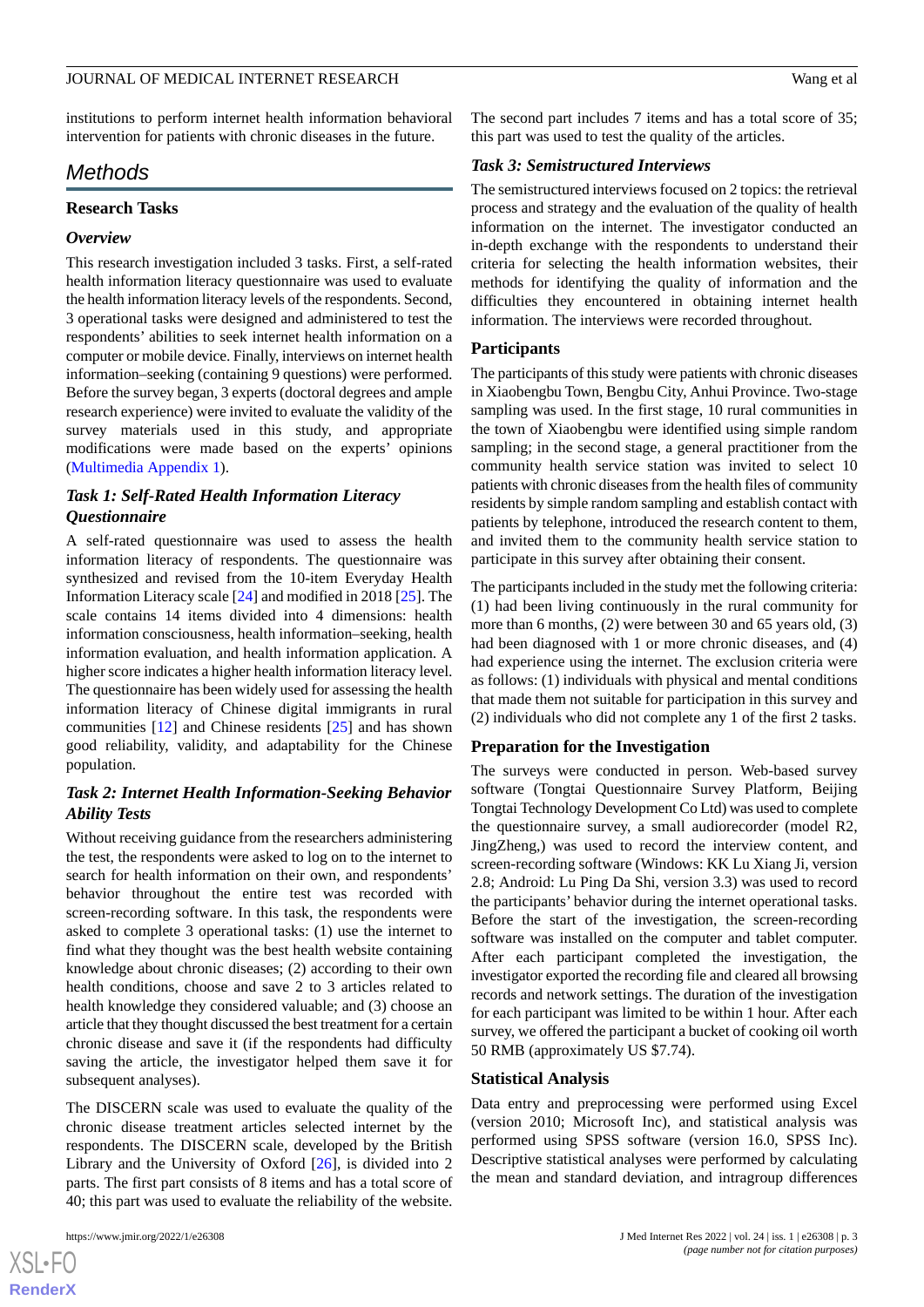institutions to perform internet health information behavioral intervention for patients with chronic diseases in the future.

## Methods

### Research Tasks

#### Overview

This research investigation included 3 tasks. First, a self-rated health information literacy questionnaire was used to evaluate the health information literacy levels of the respondents. Second, 3 operational tasks were designed and administered to test the respondents' abilities to seek internet health information on a computer or mobile device. Finally, interviews on internet health information–seeking (containing 9 questions) were performed. Before the survey began, 3 experts (doctoral degrees and ample research experience) were invited to evaluate the validity of the survey materials used in this study, and appropriate modifications were made based on the experts' opinions (Multimedia Appendix 1).

#### Task 1: Self-Rated Health Information Literacy Questionnaire

A self-rated questionnaire was used to assess the health information literacy of respondents. The questionnaire was synthesized and revised from the 10-item Everyday Health Information Literacy scale [24] and modified in 2018 [25]. The scale contains 14 items divided into 4 dimensions: health information consciousness, health information–seeking, health information evaluation, and health information application. A higher score indicates a higher health information literacy level. The questionnaire has been widely used for assessing the health information literacy of Chinese digital immigrants in rural communities [12] and Chinese residents [25] and has shown good reliability, validity, and adaptability for the Chinese population.

#### Task 2: Internet Health Information-Seeking Behavior Ability Tests

Without receiving guidance from the researchers administering the test, the respondents were asked to log on to the internet to search for health information on their own, and respondents' behavior throughout the entire test was recorded with screen-recording software. In this task, the respondents were asked to complete 3 operational tasks: (1) use the internet to find what they thought was the best health website containing knowledge about chronic diseases; (2) according to their own health conditions, choose and save 2 to 3 articles related to health knowledge they considered valuable; and (3) choose an article that they thought discussed the best treatment for a certain chronic disease and save it (if the respondents had difficulty saving the article, the investigator helped them save it for subsequent analyses).

The DISCERN scale was used to evaluate the quality of the chronic disease treatment articles selected internet by the respondents. The DISCERN scale, developed by the British Library and the University of Oxford [26], is divided into 2 parts. The first part consists of 8 items and has a total score of 40; this part was used to evaluate the reliability of the website. The second part includes 7 items and has a total score of 35; this part was used to test the quality of the articles.

#### Task 3: Semistructured Interviews

The semistructured interviews focused on 2 topics: the retrieval process and strategy and the evaluation of the quality of health information on the internet. The investigator conducted an in-depth exchange with the respondents to understand their criteria for selecting the health information websites, their methods for identifying the quality of information and the difficulties they encountered in obtaining internet health information. The interviews were recorded throughout.

### Participants

The participants of this study were patients with chronic diseases in Xiaobengbu Town, Bengbu City, Anhui Province. Two-stage sampling was used. In the first stage, 10 rural communities in the town of Xiaobengbu were identified using simple random sampling; in the second stage, a general practitioner from the community health service station was invited to select 10 patients with chronic diseases from the health files of community residents by simple random sampling and establish contact with patients by telephone, introduced the research content to them, and invited them to the community health service station to participate in this survey after obtaining their consent.

The participants included in the study met the following criteria: (1) had been living continuously in the rural community for more than 6 months, (2) were between 30 and 65 years old, (3) had been diagnosed with 1 or more chronic diseases, and (4) had experience using the internet. The exclusion criteria were as follows: (1) individuals with physical and mental conditions that made them not suitable for participation in this survey and (2) individuals who did not complete any 1 of the first 2 tasks.

### Preparation for the Investigation

The surveys were conducted in person. Web-based survey software (Tongtai Questionnaire Survey Platform, Beijing Tongtai Technology Development Co Ltd) was used to complete the questionnaire survey, a small audiorecorder (model R2, JingZheng,) was used to record the interview content, and screen-recording software (Windows: KK Lu Xiang Ji, version 2.8; Android: Lu Ping Da Shi, version 3.3) was used to record the participants' behavior during the internet operational tasks. Before the start of the investigation, the screen-recording software was installed on the computer and tablet computer. After each participant completed the investigation, the investigator exported the recording file and cleared all browsing records and network settings. The duration of the investigation for each participant was limited to be within 1 hour. After each survey, we offered the participant a bucket of cooking oil worth 50 RMB (approximately US $7.74).

### Statistical Analysis

Data entry and preprocessing were performed using Excel (version 2010; Microsoft Inc), and statistical analysis was performed using SPSS software (version 16.0, SPSS Inc). Descriptive statistical analyses were performed by calculating the mean and standard deviation, and intragroup differences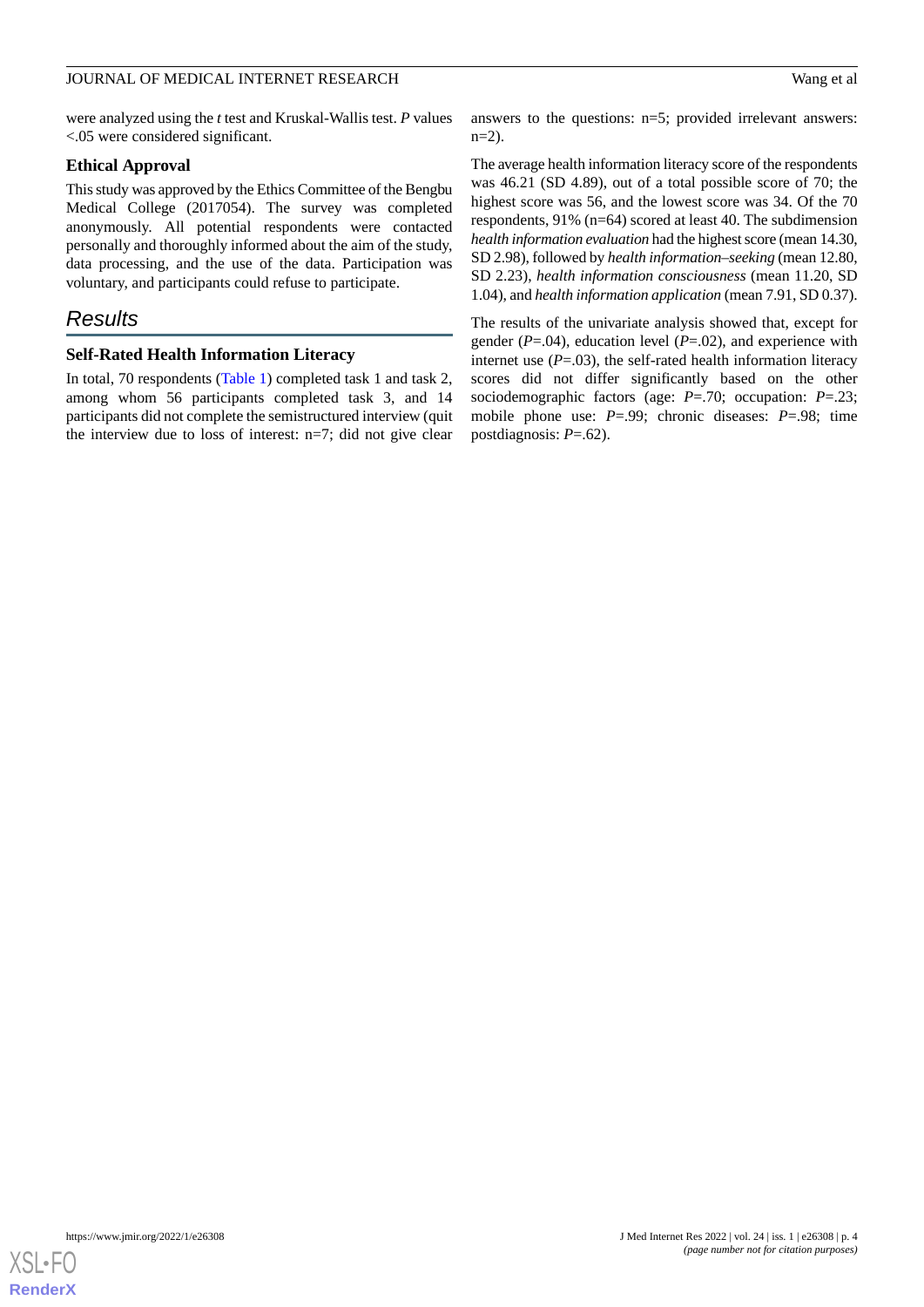were analyzed using the *t* test and Kruskal-Wallis test. *P* values <.05 were considered significant.

### Ethical Approval

This study was approved by the Ethics Committee of the Bengbu Medical College (2017054). The survey was completed anonymously. All potential respondents were contacted personally and thoroughly informed about the aim of the study, data processing, and the use of the data. Participation was voluntary, and participants could refuse to participate.

## Results

### Self-Rated Health Information Literacy

In total, 70 respondents (Table 1) completed task 1 and task 2, among whom 56 participants completed task 3, and 14 participants did not complete the semistructured interview (quit the interview due to loss of interest: n=7; did not give clear answers to the questions: n=5; provided irrelevant answers: n=2).

The average health information literacy score of the respondents was 46.21 (SD 4.89), out of a total possible score of 70; the highest score was 56, and the lowest score was 34. Of the 70 respondents, 91% (n=64) scored at least 40. The subdimension *health information evaluation* had the highest score (mean 14.30, SD 2.98), followed by *health information–seeking* (mean 12.80, SD 2.23), *health information consciousness* (mean 11.20, SD 1.04), and *health information application* (mean 7.91, SD 0.37).

The results of the univariate analysis showed that, except for gender (*P*=.04), education level (*P*=.02), and experience with internet use (*P*=.03), the self-rated health information literacy scores did not differ significantly based on the other sociodemographic factors (age: *P*=.70; occupation: *P*=.23; mobile phone use: *P*=.99; chronic diseases: *P*=.98; time postdiagnosis: *P*=.62).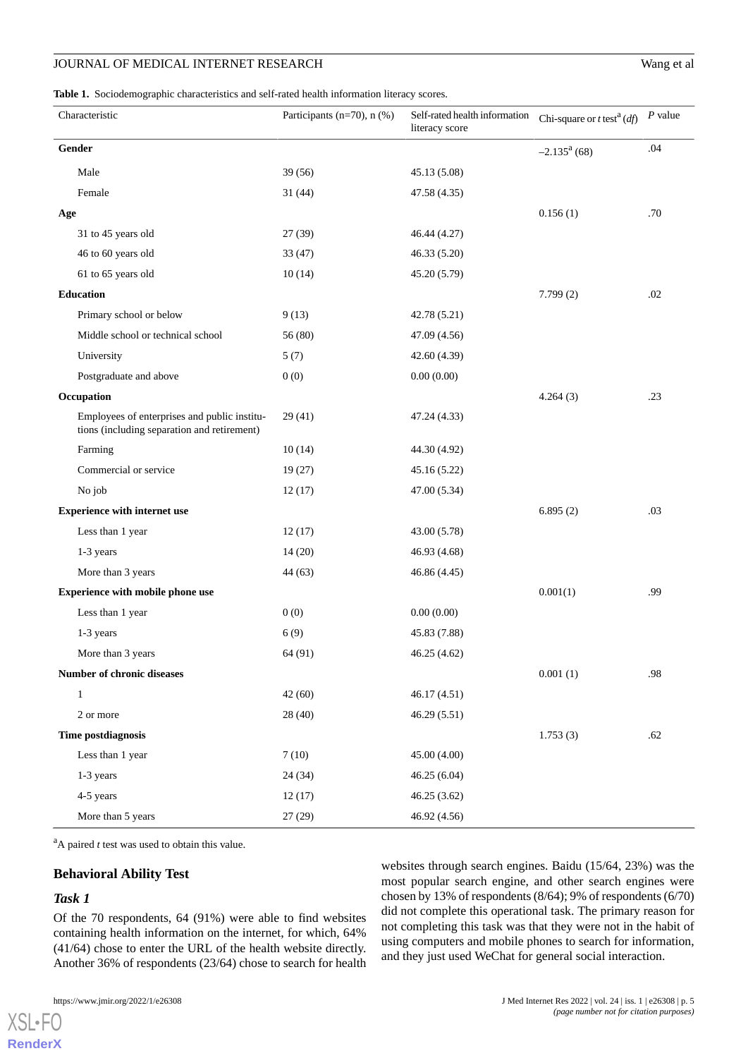**Table 1.** Sociodemographic characteristics and self-rated health information literacy scores.

| Characteristic | Participants (n=70), n (%) | Self-rated health information literacy score | Chi-square or *t* test[a] (*df*) | *P* value |
|---|---|---|---|---|
| **Gender** | | | –2.135[a] (68) | .04 |
| Male | 39 (56) | 45.13 (5.08) | | |
| Female | 31 (44) | 47.58 (4.35) | | |
| **Age** | | | 0.156 (1) | .70 |
| 31 to 45 years old | 27 (39) | 46.44 (4.27) | | |
| 46 to 60 years old | 33 (47) | 46.33 (5.20) | | |
| 61 to 65 years old | 10 (14) | 45.20 (5.79) | | |
| **Education** | | | 7.799 (2) | .02 |
| Primary school or below | 9 (13) | 42.78 (5.21) | | |
| Middle school or technical school | 56 (80) | 47.09 (4.56) | | |
| University | 5 (7) | 42.60 (4.39) | | |
| Postgraduate and above | 0 (0) | 0.00 (0.00) | | |
| **Occupation** | | | 4.264 (3) | .23 |
| Employees of enterprises and public institutions (including separation and retirement) | 29 (41) | 47.24 (4.33) | | |
| Farming | 10 (14) | 44.30 (4.92) | | |
| Commercial or service | 19 (27) | 45.16 (5.22) | | |
| No job | 12 (17) | 47.00 (5.34) | | |
| **Experience with internet use** | | | 6.895 (2) | .03 |
| Less than 1 year | 12 (17) | 43.00 (5.78) | | |
| 1-3 years | 14 (20) | 46.93 (4.68) | | |
| More than 3 years | 44 (63) | 46.86 (4.45) | | |
| **Experience with mobile phone use** | | | 0.001(1) | .99 |
| Less than 1 year | 0 (0) | 0.00 (0.00) | | |
| 1-3 years | 6 (9) | 45.83 (7.88) | | |
| More than 3 years | 64 (91) | 46.25 (4.62) | | |
| **Number of chronic diseases** | | | 0.001 (1) | .98 |
| 1 | 42 (60) | 46.17 (4.51) | | |
| 2 or more | 28 (40) | 46.29 (5.51) | | |
| **Time postdiagnosis** | | | 1.753 (3) | .62 |
| Less than 1 year | 7 (10) | 45.00 (4.00) | | |
| 1-3 years | 24 (34) | 46.25 (6.04) | | |
| 4-5 years | 12 (17) | 46.25 (3.62) | | |
| More than 5 years | 27 (29) | 46.92 (4.56) | | |

[a]A paired *t* test was used to obtain this value.

## Behavioral Ability Test

### Task 1

Of the 70 respondents, 64 (91%) were able to find websites containing health information on the internet, for which, 64% (41/64) chose to enter the URL of the health website directly. Another 36% of respondents (23/64) chose to search for health websites through search engines. Baidu (15/64, 23%) was the most popular search engine, and other search engines were chosen by 13% of respondents (8/64); 9% of respondents (6/70) did not complete this operational task. The primary reason for not completing this task was that they were not in the habit of using computers and mobile phones to search for information, and they just used WeChat for general social interaction.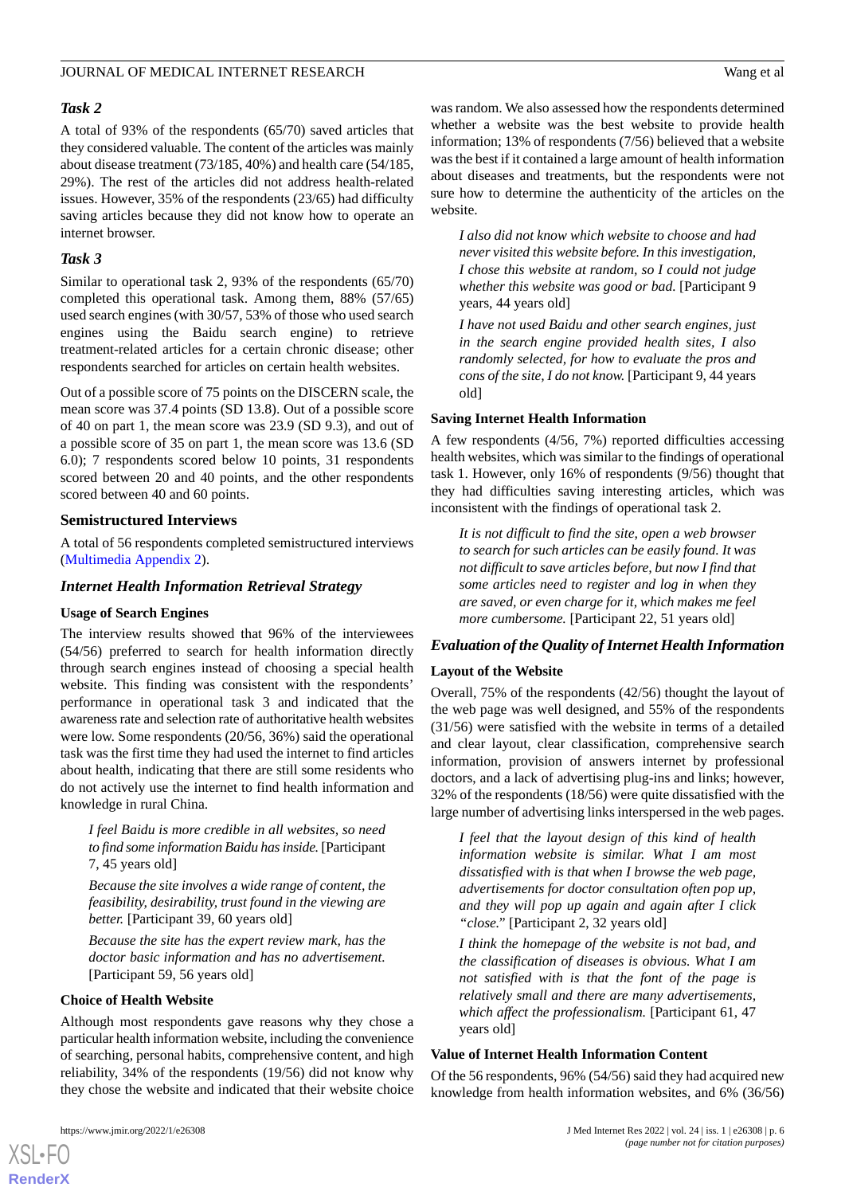### Task 2

A total of 93% of the respondents (65/70) saved articles that they considered valuable. The content of the articles was mainly about disease treatment (73/185, 40%) and health care (54/185, 29%). The rest of the articles did not address health-related issues. However, 35% of the respondents (23/65) had difficulty saving articles because they did not know how to operate an internet browser.

### Task 3

Similar to operational task 2, 93% of the respondents (65/70) completed this operational task. Among them, 88% (57/65) used search engines (with 30/57, 53% of those who used search engines using the Baidu search engine) to retrieve treatment-related articles for a certain chronic disease; other respondents searched for articles on certain health websites.

Out of a possible score of 75 points on the DISCERN scale, the mean score was 37.4 points (SD 13.8). Out of a possible score of 40 on part 1, the mean score was 23.9 (SD 9.3), and out of a possible score of 35 on part 1, the mean score was 13.6 (SD 6.0); 7 respondents scored below 10 points, 31 respondents scored between 20 and 40 points, and the other respondents scored between 40 and 60 points.

## Semistructured Interviews

A total of 56 respondents completed semistructured interviews (Multimedia Appendix 2).

### Internet Health Information Retrieval Strategy

#### Usage of Search Engines

The interview results showed that 96% of the interviewees (54/56) preferred to search for health information directly through search engines instead of choosing a special health website. This finding was consistent with the respondents' performance in operational task 3 and indicated that the awareness rate and selection rate of authoritative health websites were low. Some respondents (20/56, 36%) said the operational task was the first time they had used the internet to find articles about health, indicating that there are still some residents who do not actively use the internet to find health information and knowledge in rural China.

> *I feel Baidu is more credible in all websites, so need to find some information Baidu has inside.* [Participant 7, 45 years old]

> *Because the site involves a wide range of content, the feasibility, desirability, trust found in the viewing are better.* [Participant 39, 60 years old]

> *Because the site has the expert review mark, has the doctor basic information and has no advertisement.* [Participant 59, 56 years old]

#### Choice of Health Website

Although most respondents gave reasons why they chose a particular health information website, including the convenience of searching, personal habits, comprehensive content, and high reliability, 34% of the respondents (19/56) did not know why they chose the website and indicated that their website choice was random. We also assessed how the respondents determined whether a website was the best website to provide health information; 13% of respondents (7/56) believed that a website was the best if it contained a large amount of health information about diseases and treatments, but the respondents were not sure how to determine the authenticity of the articles on the website.

> *I also did not know which website to choose and had never visited this website before. In this investigation, I chose this website at random, so I could not judge whether this website was good or bad.* [Participant 9 years, 44 years old]

> *I have not used Baidu and other search engines, just in the search engine provided health sites, I also randomly selected, for how to evaluate the pros and cons of the site, I do not know.* [Participant 9, 44 years old]

#### Saving Internet Health Information

A few respondents (4/56, 7%) reported difficulties accessing health websites, which was similar to the findings of operational task 1. However, only 16% of respondents (9/56) thought that they had difficulties saving interesting articles, which was inconsistent with the findings of operational task 2.

> *It is not difficult to find the site, open a web browser to search for such articles can be easily found. It was not difficult to save articles before, but now I find that some articles need to register and log in when they are saved, or even charge for it, which makes me feel more cumbersome.* [Participant 22, 51 years old]

### Evaluation of the Quality of Internet Health Information

#### Layout of the Website

Overall, 75% of the respondents (42/56) thought the layout of the web page was well designed, and 55% of the respondents (31/56) were satisfied with the website in terms of a detailed and clear layout, clear classification, comprehensive search information, provision of answers internet by professional doctors, and a lack of advertising plug-ins and links; however, 32% of the respondents (18/56) were quite dissatisfied with the large number of advertising links interspersed in the web pages.

> *I feel that the layout design of this kind of health information website is similar. What I am most dissatisfied with is that when I browse the web page, advertisements for doctor consultation often pop up, and they will pop up again and again after I click "close."* [Participant 2, 32 years old]

> *I think the homepage of the website is not bad, and the classification of diseases is obvious. What I am not satisfied with is that the font of the page is relatively small and there are many advertisements, which affect the professionalism.* [Participant 61, 47 years old]

#### Value of Internet Health Information Content

Of the 56 respondents, 96% (54/56) said they had acquired new knowledge from health information websites, and 6% (36/56)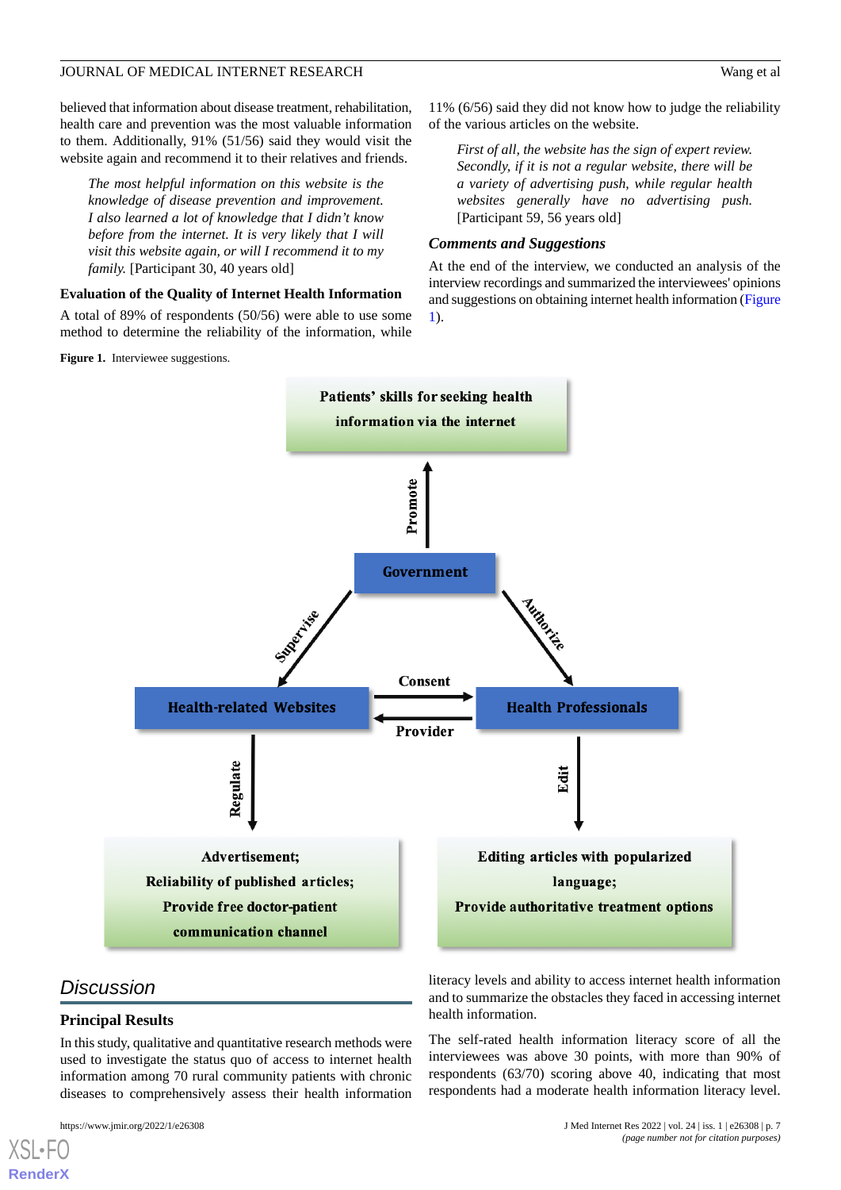believed that information about disease treatment, rehabilitation, health care and prevention was the most valuable information to them. Additionally, 91% (51/56) said they would visit the website again and recommend it to their relatives and friends.

> *The most helpful information on this website is the knowledge of disease prevention and improvement. I also learned a lot of knowledge that I didn't know before from the internet. It is very likely that I will visit this website again, or will I recommend it to my family.* [Participant 30, 40 years old]

### Evaluation of the Quality of Internet Health Information

A total of 89% of respondents (50/56) were able to use some method to determine the reliability of the information, while 11% (6/56) said they did not know how to judge the reliability of the various articles on the website.

> *First of all, the website has the sign of expert review. Secondly, if it is not a regular website, there will be a variety of advertising push, while regular health websites generally have no advertising push.* [Participant 59, 56 years old]

### *Comments and Suggestions*

At the end of the interview, we conducted an analysis of the interview recordings and summarized the interviewees' opinions and suggestions on obtaining internet health information (Figure 1).

**Figure 1.** Interviewee suggestions.

## *Discussion*

### Principal Results

In this study, qualitative and quantitative research methods were used to investigate the status quo of access to internet health information among 70 rural community patients with chronic diseases to comprehensively assess their health information literacy levels and ability to access internet health information and to summarize the obstacles they faced in accessing internet health information.

The self-rated health information literacy score of all the interviewees was above 30 points, with more than 90% of respondents (63/70) scoring above 40, indicating that most respondents had a moderate health information literacy level.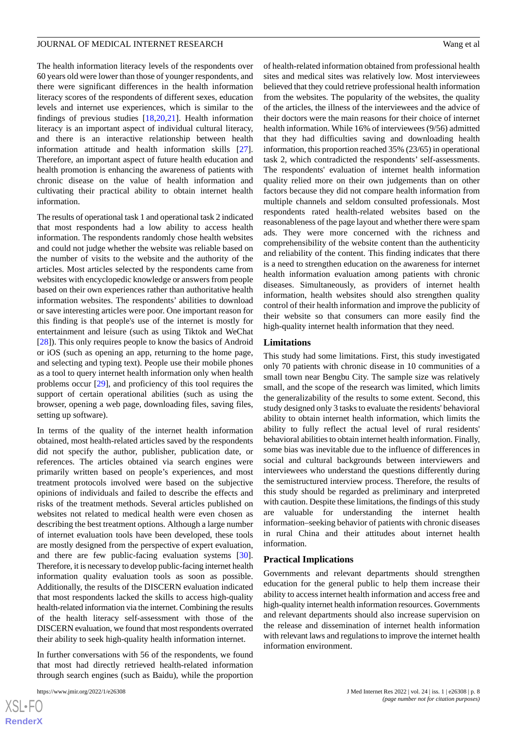The health information literacy levels of the respondents over 60 years old were lower than those of younger respondents, and there were significant differences in the health information literacy scores of the respondents of different sexes, education levels and internet use experiences, which is similar to the findings of previous studies [18,20,21]. Health information literacy is an important aspect of individual cultural literacy, and there is an interactive relationship between health information attitude and health information skills [27]. Therefore, an important aspect of future health education and health promotion is enhancing the awareness of patients with chronic disease on the value of health information and cultivating their practical ability to obtain internet health information.

The results of operational task 1 and operational task 2 indicated that most respondents had a low ability to access health information. The respondents randomly chose health websites and could not judge whether the website was reliable based on the number of visits to the website and the authority of the articles. Most articles selected by the respondents came from websites with encyclopedic knowledge or answers from people based on their own experiences rather than authoritative health information websites. The respondents' abilities to download or save interesting articles were poor. One important reason for this finding is that people's use of the internet is mostly for entertainment and leisure (such as using Tiktok and WeChat [28]). This only requires people to know the basics of Android or iOS (such as opening an app, returning to the home page, and selecting and typing text). People use their mobile phones as a tool to query internet health information only when health problems occur [29], and proficiency of this tool requires the support of certain operational abilities (such as using the browser, opening a web page, downloading files, saving files, setting up software).

In terms of the quality of the internet health information obtained, most health-related articles saved by the respondents did not specify the author, publisher, publication date, or references. The articles obtained via search engines were primarily written based on people's experiences, and most treatment protocols involved were based on the subjective opinions of individuals and failed to describe the effects and risks of the treatment methods. Several articles published on websites not related to medical health were even chosen as describing the best treatment options. Although a large number of internet evaluation tools have been developed, these tools are mostly designed from the perspective of expert evaluation, and there are few public-facing evaluation systems [30]. Therefore, it is necessary to develop public-facing internet health information quality evaluation tools as soon as possible. Additionally, the results of the DISCERN evaluation indicated that most respondents lacked the skills to access high-quality health-related information via the internet. Combining the results of the health literacy self-assessment with those of the DISCERN evaluation, we found that most respondents overrated their ability to seek high-quality health information internet.

In further conversations with 56 of the respondents, we found that most had directly retrieved health-related information through search engines (such as Baidu), while the proportion of health-related information obtained from professional health sites and medical sites was relatively low. Most interviewees believed that they could retrieve professional health information from the websites. The popularity of the websites, the quality of the articles, the illness of the interviewees and the advice of their doctors were the main reasons for their choice of internet health information. While 16% of interviewees (9/56) admitted that they had difficulties saving and downloading health information, this proportion reached 35% (23/65) in operational task 2, which contradicted the respondents' self-assessments. The respondents' evaluation of internet health information quality relied more on their own judgements than on other factors because they did not compare health information from multiple channels and seldom consulted professionals. Most respondents rated health-related websites based on the reasonableness of the page layout and whether there were spam ads. They were more concerned with the richness and comprehensibility of the website content than the authenticity and reliability of the content. This finding indicates that there is a need to strengthen education on the awareness for internet health information evaluation among patients with chronic diseases. Simultaneously, as providers of internet health information, health websites should also strengthen quality control of their health information and improve the publicity of their website so that consumers can more easily find the high-quality internet health information that they need.

## Limitations

This study had some limitations. First, this study investigated only 70 patients with chronic disease in 10 communities of a small town near Bengbu City. The sample size was relatively small, and the scope of the research was limited, which limits the generalizability of the results to some extent. Second, this study designed only 3 tasks to evaluate the residents' behavioral ability to obtain internet health information, which limits the ability to fully reflect the actual level of rural residents' behavioral abilities to obtain internet health information. Finally, some bias was inevitable due to the influence of differences in social and cultural backgrounds between interviewers and interviewees who understand the questions differently during the semistructured interview process. Therefore, the results of this study should be regarded as preliminary and interpreted with caution. Despite these limitations, the findings of this study are valuable for understanding the internet health information–seeking behavior of patients with chronic diseases in rural China and their attitudes about internet health information.

## Practical Implications

Governments and relevant departments should strengthen education for the general public to help them increase their ability to access internet health information and access free and high-quality internet health information resources. Governments and relevant departments should also increase supervision on the release and dissemination of internet health information with relevant laws and regulations to improve the internet health information environment.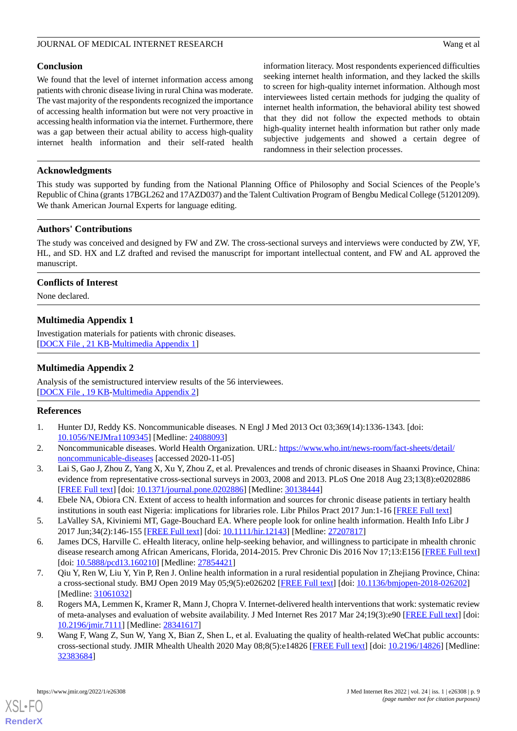## Conclusion

We found that the level of internet information access among patients with chronic disease living in rural China was moderate. The vast majority of the respondents recognized the importance of accessing health information but were not very proactive in accessing health information via the internet. Furthermore, there was a gap between their actual ability to access high-quality internet health information and their self-rated health information literacy. Most respondents experienced difficulties seeking internet health information, and they lacked the skills to screen for high-quality internet information. Although most interviewees listed certain methods for judging the quality of internet health information, the behavioral ability test showed that they did not follow the expected methods to obtain high-quality internet health information but rather only made subjective judgements and showed a certain degree of randomness in their selection processes.

## Acknowledgments

This study was supported by funding from the National Planning Office of Philosophy and Social Sciences of the People's Republic of China (grants 17BGL262 and 17AZD037) and the Talent Cultivation Program of Bengbu Medical College (51201209). We thank American Journal Experts for language editing.

## Authors' Contributions

The study was conceived and designed by FW and ZW. The cross-sectional surveys and interviews were conducted by ZW, YF, HL, and SD. HX and LZ drafted and revised the manuscript for important intellectual content, and FW and AL approved the manuscript.

## Conflicts of Interest

None declared.

## Multimedia Appendix 1

Investigation materials for patients with chronic diseases.
[DOCX File , 21 KB-Multimedia Appendix 1]

## Multimedia Appendix 2

Analysis of the semistructured interview results of the 56 interviewees.
[DOCX File , 19 KB-Multimedia Appendix 2]

## References

1. Hunter DJ, Reddy KS. Noncommunicable diseases. N Engl J Med 2013 Oct 03;369(14):1336-1343. [doi: 10.1056/NEJMra1109345] [Medline: 24088093]
2. Noncommunicable diseases. World Health Organization. URL: https://www.who.int/news-room/fact-sheets/detail/noncommunicable-diseases [accessed 2020-11-05]
3. Lai S, Gao J, Zhou Z, Yang X, Xu Y, Zhou Z, et al. Prevalences and trends of chronic diseases in Shaanxi Province, China: evidence from representative cross-sectional surveys in 2003, 2008 and 2013. PLoS One 2018 Aug 23;13(8):e0202886 [FREE Full text] [doi: 10.1371/journal.pone.0202886] [Medline: 30138444]
4. Ebele NA, Obiora CN. Extent of access to health information and sources for chronic disease patients in tertiary health institutions in south east Nigeria: implications for libraries role. Libr Philos Pract 2017 Jun:1-16 [FREE Full text]
5. LaValley SA, Kiviniemi MT, Gage-Bouchard EA. Where people look for online health information. Health Info Libr J 2017 Jun;34(2):146-155 [FREE Full text] [doi: 10.1111/hir.12143] [Medline: 27207817]
6. James DCS, Harville C. eHealth literacy, online help-seeking behavior, and willingness to participate in mhealth chronic disease research among African Americans, Florida, 2014-2015. Prev Chronic Dis 2016 Nov 17;13:E156 [FREE Full text] [doi: 10.5888/pcd13.160210] [Medline: 27854421]
7. Qiu Y, Ren W, Liu Y, Yin P, Ren J. Online health information in a rural residential population in Zhejiang Province, China: a cross-sectional study. BMJ Open 2019 May 05;9(5):e026202 [FREE Full text] [doi: 10.1136/bmjopen-2018-026202] [Medline: 31061032]
8. Rogers MA, Lemmen K, Kramer R, Mann J, Chopra V. Internet-delivered health interventions that work: systematic review of meta-analyses and evaluation of website availability. J Med Internet Res 2017 Mar 24;19(3):e90 [FREE Full text] [doi: 10.2196/jmir.7111] [Medline: 28341617]
9. Wang F, Wang Z, Sun W, Yang X, Bian Z, Shen L, et al. Evaluating the quality of health-related WeChat public accounts: cross-sectional study. JMIR Mhealth Uhealth 2020 May 08;8(5):e14826 [FREE Full text] [doi: 10.2196/14826] [Medline: 32383684]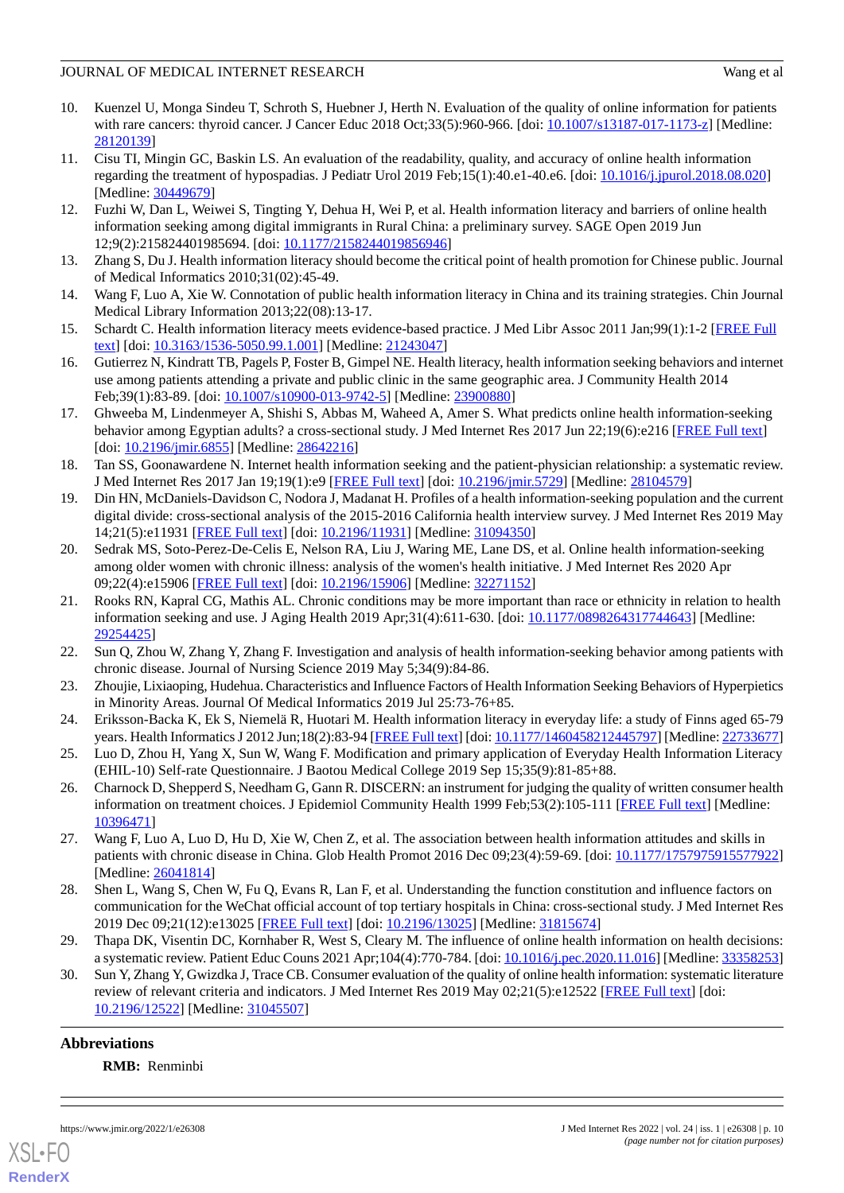10. Kuenzel U, Monga Sindeu T, Schroth S, Huebner J, Herth N. Evaluation of the quality of online information for patients with rare cancers: thyroid cancer. J Cancer Educ 2018 Oct;33(5):960-966. [doi: 10.1007/s13187-017-1173-z] [Medline: 28120139]
11. Cisu TI, Mingin GC, Baskin LS. An evaluation of the readability, quality, and accuracy of online health information regarding the treatment of hypospadias. J Pediatr Urol 2019 Feb;15(1):40.e1-40.e6. [doi: 10.1016/j.jpurol.2018.08.020] [Medline: 30449679]
12. Fuzhi W, Dan L, Weiwei S, Tingting Y, Dehua H, Wei P, et al. Health information literacy and barriers of online health information seeking among digital immigrants in Rural China: a preliminary survey. SAGE Open 2019 Jun 12;9(2):215824401985694. [doi: 10.1177/2158244019856946]
13. Zhang S, Du J. Health information literacy should become the critical point of health promotion for Chinese public. Journal of Medical Informatics 2010;31(02):45-49.
14. Wang F, Luo A, Xie W. Connotation of public health information literacy in China and its training strategies. Chin Journal Medical Library Information 2013;22(08):13-17.
15. Schardt C. Health information literacy meets evidence-based practice. J Med Libr Assoc 2011 Jan;99(1):1-2 [FREE Full text] [doi: 10.3163/1536-5050.99.1.001] [Medline: 21243047]
16. Gutierrez N, Kindratt TB, Pagels P, Foster B, Gimpel NE. Health literacy, health information seeking behaviors and internet use among patients attending a private and public clinic in the same geographic area. J Community Health 2014 Feb;39(1):83-89. [doi: 10.1007/s10900-013-9742-5] [Medline: 23900880]
17. Ghweeba M, Lindenmeyer A, Shishi S, Abbas M, Waheed A, Amer S. What predicts online health information-seeking behavior among Egyptian adults? a cross-sectional study. J Med Internet Res 2017 Jun 22;19(6):e216 [FREE Full text] [doi: 10.2196/jmir.6855] [Medline: 28642216]
18. Tan SS, Goonawardene N. Internet health information seeking and the patient-physician relationship: a systematic review. J Med Internet Res 2017 Jan 19;19(1):e9 [FREE Full text] [doi: 10.2196/jmir.5729] [Medline: 28104579]
19. Din HN, McDaniels-Davidson C, Nodora J, Madanat H. Profiles of a health information-seeking population and the current digital divide: cross-sectional analysis of the 2015-2016 California health interview survey. J Med Internet Res 2019 May 14;21(5):e11931 [FREE Full text] [doi: 10.2196/11931] [Medline: 31094350]
20. Sedrak MS, Soto-Perez-De-Celis E, Nelson RA, Liu J, Waring ME, Lane DS, et al. Online health information-seeking among older women with chronic illness: analysis of the women's health initiative. J Med Internet Res 2020 Apr 09;22(4):e15906 [FREE Full text] [doi: 10.2196/15906] [Medline: 32271152]
21. Rooks RN, Kapral CG, Mathis AL. Chronic conditions may be more important than race or ethnicity in relation to health information seeking and use. J Aging Health 2019 Apr;31(4):611-630. [doi: 10.1177/0898264317744643] [Medline: 29254425]
22. Sun Q, Zhou W, Zhang Y, Zhang F. Investigation and analysis of health information-seeking behavior among patients with chronic disease. Journal of Nursing Science 2019 May 5;34(9):84-86.
23. Zhoujie, Lixiaoping, Hudehua. Characteristics and Influence Factors of Health Information Seeking Behaviors of Hyperpietics in Minority Areas. Journal Of Medical Informatics 2019 Jul 25:73-76+85.
24. Eriksson-Backa K, Ek S, Niemelä R, Huotari M. Health information literacy in everyday life: a study of Finns aged 65-79 years. Health Informatics J 2012 Jun;18(2):83-94 [FREE Full text] [doi: 10.1177/1460458212445797] [Medline: 22733677]
25. Luo D, Zhou H, Yang X, Sun W, Wang F. Modification and primary application of Everyday Health Information Literacy (EHIL-10) Self-rate Questionnaire. J Baotou Medical College 2019 Sep 15;35(9):81-85+88.
26. Charnock D, Shepperd S, Needham G, Gann R. DISCERN: an instrument for judging the quality of written consumer health information on treatment choices. J Epidemiol Community Health 1999 Feb;53(2):105-111 [FREE Full text] [Medline: 10396471]
27. Wang F, Luo A, Luo D, Hu D, Xie W, Chen Z, et al. The association between health information attitudes and skills in patients with chronic disease in China. Glob Health Promot 2016 Dec 09;23(4):59-69. [doi: 10.1177/1757975915577922] [Medline: 26041814]
28. Shen L, Wang S, Chen W, Fu Q, Evans R, Lan F, et al. Understanding the function constitution and influence factors on communication for the WeChat official account of top tertiary hospitals in China: cross-sectional study. J Med Internet Res 2019 Dec 09;21(12):e13025 [FREE Full text] [doi: 10.2196/13025] [Medline: 31815674]
29. Thapa DK, Visentin DC, Kornhaber R, West S, Cleary M. The influence of online health information on health decisions: a systematic review. Patient Educ Couns 2021 Apr;104(4):770-784. [doi: 10.1016/j.pec.2020.11.016] [Medline: 33358253]
30. Sun Y, Zhang Y, Gwizdka J, Trace CB. Consumer evaluation of the quality of online health information: systematic literature review of relevant criteria and indicators. J Med Internet Res 2019 May 02;21(5):e12522 [FREE Full text] [doi: 10.2196/12522] [Medline: 31045507]

## Abbreviations

**RMB:** Renminbi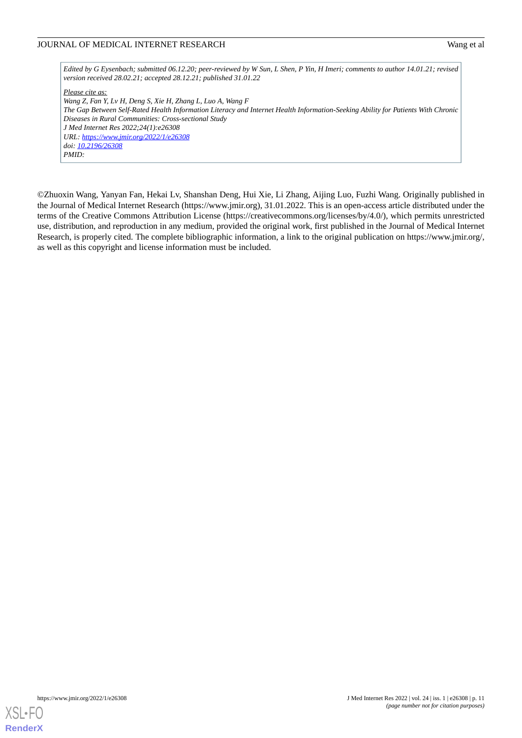*Edited by G Eysenbach; submitted 06.12.20; peer-reviewed by W Sun, L Shen, P Yin, H Imeri; comments to author 14.01.21; revised version received 28.02.21; accepted 28.12.21; published 31.01.22*

*Please cite as:*
*Wang Z, Fan Y, Lv H, Deng S, Xie H, Zhang L, Luo A, Wang F*
*The Gap Between Self-Rated Health Information Literacy and Internet Health Information-Seeking Ability for Patients With Chronic Diseases in Rural Communities: Cross-sectional Study*
*J Med Internet Res 2022;24(1):e26308*
*URL: https://www.jmir.org/2022/1/e26308*
*doi: 10.2196/26308*
*PMID:*

©Zhuoxin Wang, Yanyan Fan, Hekai Lv, Shanshan Deng, Hui Xie, Li Zhang, Aijing Luo, Fuzhi Wang. Originally published in the Journal of Medical Internet Research (https://www.jmir.org), 31.01.2022. This is an open-access article distributed under the terms of the Creative Commons Attribution License (https://creativecommons.org/licenses/by/4.0/), which permits unrestricted use, distribution, and reproduction in any medium, provided the original work, first published in the Journal of Medical Internet Research, is properly cited. The complete bibliographic information, a link to the original publication on https://www.jmir.org/, as well as this copyright and license information must be included.